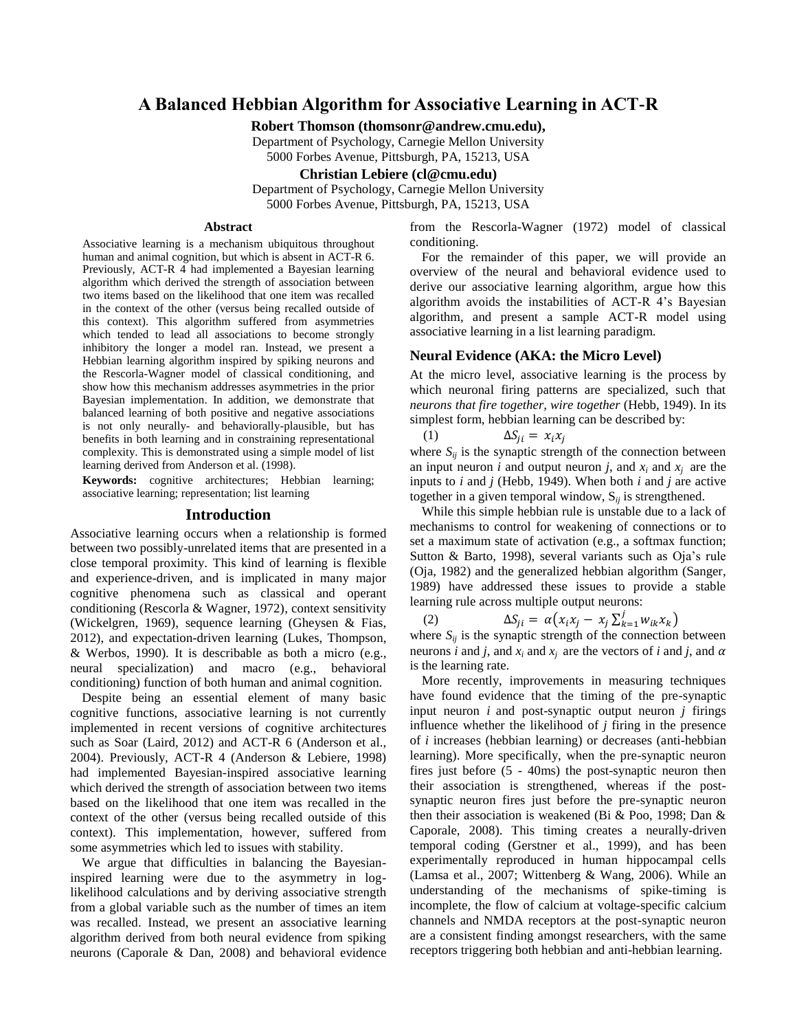# A Balanced Hebbian Algorithm for Associative Learning in ACT-R

**Robert Thomson (thomsonr@andrew.cmu.edu),**
Department of Psychology, Carnegie Mellon University
5000 Forbes Avenue, Pittsburgh, PA, 15213, USA

**Christian Lebiere (cl@cmu.edu)**
Department of Psychology, Carnegie Mellon University
5000 Forbes Avenue, Pittsburgh, PA, 15213, USA

## Abstract

Associative learning is a mechanism ubiquitous throughout human and animal cognition, but which is absent in ACT-R 6. Previously, ACT-R 4 had implemented a Bayesian learning algorithm which derived the strength of association between two items based on the likelihood that one item was recalled in the context of the other (versus being recalled outside of this context). This algorithm suffered from asymmetries which tended to lead all associations to become strongly inhibitory the longer a model ran. Instead, we present a Hebbian learning algorithm inspired by spiking neurons and the Rescorla-Wagner model of classical conditioning, and show how this mechanism addresses asymmetries in the prior Bayesian implementation. In addition, we demonstrate that balanced learning of both positive and negative associations is not only neurally- and behaviorally-plausible, but has benefits in both learning and in constraining representational complexity. This is demonstrated using a simple model of list learning derived from Anderson et al. (1998).

**Keywords:** cognitive architectures; Hebbian learning; associative learning; representation; list learning

## Introduction

Associative learning occurs when a relationship is formed between two possibly-unrelated items that are presented in a close temporal proximity. This kind of learning is flexible and experience-driven, and is implicated in many major cognitive phenomena such as classical and operant conditioning (Rescorla & Wagner, 1972), context sensitivity (Wickelgren, 1969), sequence learning (Gheysen & Fias, 2012), and expectation-driven learning (Lukes, Thompson, & Werbos, 1990). It is describable as both a micro (e.g., neural specialization) and macro (e.g., behavioral conditioning) function of both human and animal cognition.

Despite being an essential element of many basic cognitive functions, associative learning is not currently implemented in recent versions of cognitive architectures such as Soar (Laird, 2012) and ACT-R 6 (Anderson et al., 2004). Previously, ACT-R 4 (Anderson & Lebiere, 1998) had implemented Bayesian-inspired associative learning which derived the strength of association between two items based on the likelihood that one item was recalled in the context of the other (versus being recalled outside of this context). This implementation, however, suffered from some asymmetries which led to issues with stability.

We argue that difficulties in balancing the Bayesian-inspired learning were due to the asymmetry in log-likelihood calculations and by deriving associative strength from a global variable such as the number of times an item was recalled. Instead, we present an associative learning algorithm derived from both neural evidence from spiking neurons (Caporale & Dan, 2008) and behavioral evidence from the Rescorla-Wagner (1972) model of classical conditioning.

For the remainder of this paper, we will provide an overview of the neural and behavioral evidence used to derive our associative learning algorithm, argue how this algorithm avoids the instabilities of ACT-R 4's Bayesian algorithm, and present a sample ACT-R model using associative learning in a list learning paradigm.

## Neural Evidence (AKA: the Micro Level)

At the micro level, associative learning is the process by which neuronal firing patterns are specialized, such that *neurons that fire together, wire together* (Hebb, 1949). In its simplest form, hebbian learning can be described by:

$$(1) \qquad \Delta S_{ji} = x_i x_j$$

where $S_{ij}$ is the synaptic strength of the connection between an input neuron $i$ and output neuron $j$, and $x_i$ and $x_j$ are the inputs to $i$ and $j$ (Hebb, 1949). When both $i$ and $j$ are active together in a given temporal window, $S_{ij}$ is strengthened.

While this simple hebbian rule is unstable due to a lack of mechanisms to control for weakening of connections or to set a maximum state of activation (e.g., a softmax function; Sutton & Barto, 1998), several variants such as Oja's rule (Oja, 1982) and the generalized hebbian algorithm (Sanger, 1989) have addressed these issues to provide a stable learning rule across multiple output neurons:

$$(2) \qquad \Delta S_{ji} = \alpha\left(x_i x_j - x_j \sum_{k=1}^{j} w_{ik} x_k\right)$$

where $S_{ij}$ is the synaptic strength of the connection between neurons $i$ and $j$, and $x_i$ and $x_j$ are the vectors of $i$ and $j$, and $\alpha$ is the learning rate.

More recently, improvements in measuring techniques have found evidence that the timing of the pre-synaptic input neuron $i$ and post-synaptic output neuron $j$ firings influence whether the likelihood of $j$ firing in the presence of $i$ increases (hebbian learning) or decreases (anti-hebbian learning). More specifically, when the pre-synaptic neuron fires just before (5 - 40ms) the post-synaptic neuron then their association is strengthened, whereas if the post-synaptic neuron fires just before the pre-synaptic neuron then their association is weakened (Bi & Poo, 1998; Dan & Caporale, 2008). This timing creates a neurally-driven temporal coding (Gerstner et al., 1999), and has been experimentally reproduced in human hippocampal cells (Lamsa et al., 2007; Wittenberg & Wang, 2006). While an understanding of the mechanisms of spike-timing is incomplete, the flow of calcium at voltage-specific calcium channels and NMDA receptors at the post-synaptic neuron are a consistent finding amongst researchers, with the same receptors triggering both hebbian and anti-hebbian learning.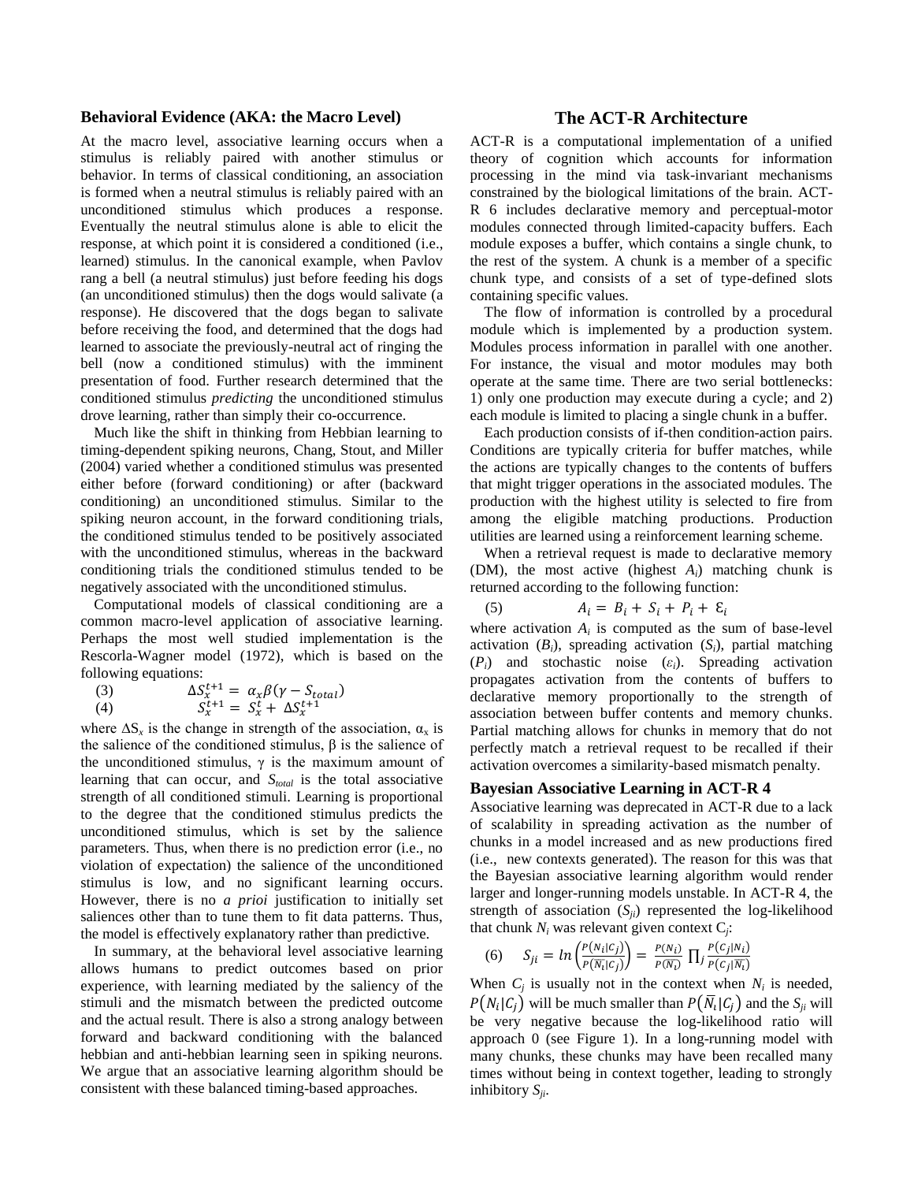### Behavioral Evidence (AKA: the Macro Level)

At the macro level, associative learning occurs when a stimulus is reliably paired with another stimulus or behavior. In terms of classical conditioning, an association is formed when a neutral stimulus is reliably paired with an unconditioned stimulus which produces a response. Eventually the neutral stimulus alone is able to elicit the response, at which point it is considered a conditioned (i.e., learned) stimulus. In the canonical example, when Pavlov rang a bell (a neutral stimulus) just before feeding his dogs (an unconditioned stimulus) then the dogs would salivate (a response). He discovered that the dogs began to salivate before receiving the food, and determined that the dogs had learned to associate the previously-neutral act of ringing the bell (now a conditioned stimulus) with the imminent presentation of food. Further research determined that the conditioned stimulus *predicting* the unconditioned stimulus drove learning, rather than simply their co-occurrence.

Much like the shift in thinking from Hebbian learning to timing-dependent spiking neurons, Chang, Stout, and Miller (2004) varied whether a conditioned stimulus was presented either before (forward conditioning) or after (backward conditioning) an unconditioned stimulus. Similar to the spiking neuron account, in the forward conditioning trials, the conditioned stimulus tended to be positively associated with the unconditioned stimulus, whereas in the backward conditioning trials the conditioned stimulus tended to be negatively associated with the unconditioned stimulus.

Computational models of classical conditioning are a common macro-level application of associative learning. Perhaps the most well studied implementation is the Rescorla-Wagner model (1972), which is based on the following equations:

$$\Delta S_x^{t+1} = \alpha_x \beta (\gamma - S_{total}) \tag{3}$$

$$S_x^{t+1} = S_x^t + \Delta S_x^{t+1} \tag{4}$$

where $\Delta S_x$ is the change in strength of the association, $\alpha_x$ is the salience of the conditioned stimulus, $\beta$ is the salience of the unconditioned stimulus, $\gamma$ is the maximum amount of learning that can occur, and $S_{total}$ is the total associative strength of all conditioned stimuli. Learning is proportional to the degree that the conditioned stimulus predicts the unconditioned stimulus, which is set by the salience parameters. Thus, when there is no prediction error (i.e., no violation of expectation) the salience of the unconditioned stimulus is low, and no significant learning occurs. However, there is no *a prioi* justification to initially set saliences other than to tune them to fit data patterns. Thus, the model is effectively explanatory rather than predictive.

In summary, at the behavioral level associative learning allows humans to predict outcomes based on prior experience, with learning mediated by the saliency of the stimuli and the mismatch between the predicted outcome and the actual result. There is also a strong analogy between forward and backward conditioning with the balanced hebbian and anti-hebbian learning seen in spiking neurons. We argue that an associative learning algorithm should be consistent with these balanced timing-based approaches.

## The ACT-R Architecture

ACT-R is a computational implementation of a unified theory of cognition which accounts for information processing in the mind via task-invariant mechanisms constrained by the biological limitations of the brain. ACT-R 6 includes declarative memory and perceptual-motor modules connected through limited-capacity buffers. Each module exposes a buffer, which contains a single chunk, to the rest of the system. A chunk is a member of a specific chunk type, and consists of a set of type-defined slots containing specific values.

The flow of information is controlled by a procedural module which is implemented by a production system. Modules process information in parallel with one another. For instance, the visual and motor modules may both operate at the same time. There are two serial bottlenecks: 1) only one production may execute during a cycle; and 2) each module is limited to placing a single chunk in a buffer.

Each production consists of if-then condition-action pairs. Conditions are typically criteria for buffer matches, while the actions are typically changes to the contents of buffers that might trigger operations in the associated modules. The production with the highest utility is selected to fire from among the eligible matching productions. Production utilities are learned using a reinforcement learning scheme.

When a retrieval request is made to declarative memory (DM), the most active (highest $A_i$) matching chunk is returned according to the following function:

$$A_i = B_i + S_i + P_i + \varepsilon_i \tag{5}$$

where activation $A_i$ is computed as the sum of base-level activation ($B_i$), spreading activation ($S_i$), partial matching ($P_i$) and stochastic noise ($\varepsilon_i$). Spreading activation propagates activation from the contents of buffers to declarative memory proportionally to the strength of association between buffer contents and memory chunks. Partial matching allows for chunks in memory that do not perfectly match a retrieval request to be recalled if their activation overcomes a similarity-based mismatch penalty.

### Bayesian Associative Learning in ACT-R 4

Associative learning was deprecated in ACT-R due to a lack of scalability in spreading activation as the number of chunks in a model increased and as new productions fired (i.e., new contexts generated). The reason for this was that the Bayesian associative learning algorithm would render larger and longer-running models unstable. In ACT-R 4, the strength of association ($S_{ji}$) represented the log-likelihood that chunk $N_i$ was relevant given context $C_j$:

$$S_{ji} = ln\left(\frac{P(N_i|C_j)}{P(\overline{N_i}|C_j)}\right) = \frac{P(N_i)}{P(\overline{N_i})} \prod_j \frac{P(C_j|N_i)}{P(C_j|\overline{N_i})} \tag{6}$$

When $C_j$ is usually not in the context when $N_i$ is needed, $P(N_i|C_j)$ will be much smaller than $P(\overline{N_i}|C_j)$ and the $S_{ji}$ will be very negative because the log-likelihood ratio will approach 0 (see Figure 1). In a long-running model with many chunks, these chunks may have been recalled many times without being in context together, leading to strongly inhibitory $S_{ji}$.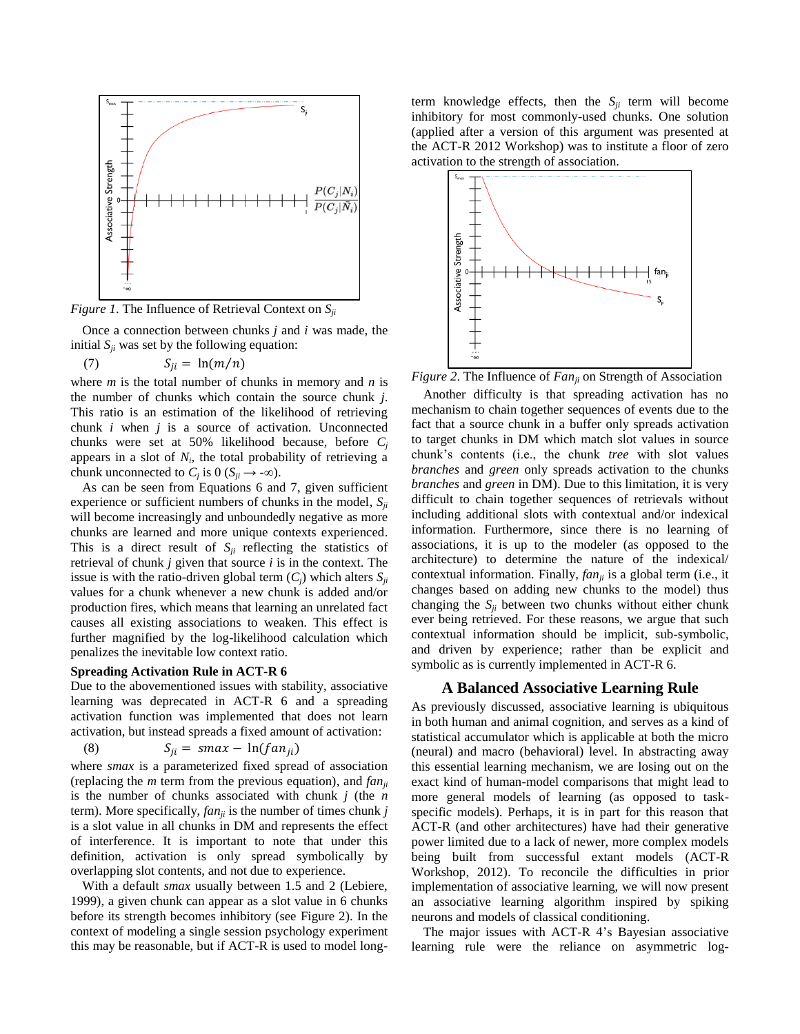*Figure 1*. The Influence of Retrieval Context on $S_{ji}$

Once a connection between chunks *j* and *i* was made, the initial $S_{ji}$ was set by the following equation:

$$S_{ji} = \ln(m/n) \tag{7}$$

where *m* is the total number of chunks in memory and *n* is the number of chunks which contain the source chunk *j*. This ratio is an estimation of the likelihood of retrieving chunk *i* when *j* is a source of activation. Unconnected chunks were set at 50% likelihood because, before $C_j$ appears in a slot of $N_i$, the total probability of retrieving a chunk unconnected to $C_j$ is 0 ($S_{ji} \rightarrow -\infty$).

As can be seen from Equations 6 and 7, given sufficient experience or sufficient numbers of chunks in the model, $S_{ji}$ will become increasingly and unboundedly negative as more chunks are learned and more unique contexts experienced. This is a direct result of $S_{ji}$ reflecting the statistics of retrieval of chunk *j* given that source *i* is in the context. The issue is with the ratio-driven global term ($C_j$) which alters $S_{ji}$ values for a chunk whenever a new chunk is added and/or production fires, which means that learning an unrelated fact causes all existing associations to weaken. This effect is further magnified by the log-likelihood calculation which penalizes the inevitable low context ratio.

### Spreading Activation Rule in ACT-R 6

Due to the abovementioned issues with stability, associative learning was deprecated in ACT-R 6 and a spreading activation function was implemented that does not learn activation, but instead spreads a fixed amount of activation:

$$S_{ji} = smax - \ln(fan_{ji}) \tag{8}$$

where *smax* is a parameterized fixed spread of association (replacing the *m* term from the previous equation), and $fan_{ji}$ is the number of chunks associated with chunk *j* (the *n* term). More specifically, $fan_{ji}$ is the number of times chunk *j* is a slot value in all chunks in DM and represents the effect of interference. It is important to note that under this definition, activation is only spread symbolically by overlapping slot contents, and not due to experience.

With a default *smax* usually between 1.5 and 2 (Lebiere, 1999), a given chunk can appear as a slot value in 6 chunks before its strength becomes inhibitory (see Figure 2). In the context of modeling a single session psychology experiment this may be reasonable, but if ACT-R is used to model long-term knowledge effects, then the $S_{ji}$ term will become inhibitory for most commonly-used chunks. One solution (applied after a version of this argument was presented at the ACT-R 2012 Workshop) was to institute a floor of zero activation to the strength of association.

*Figure 2*. The Influence of $Fan_{ji}$ on Strength of Association

Another difficulty is that spreading activation has no mechanism to chain together sequences of events due to the fact that a source chunk in a buffer only spreads activation to target chunks in DM which match slot values in source chunk's contents (i.e., the chunk *tree* with slot values *branches* and *green* only spreads activation to the chunks *branches* and *green* in DM). Due to this limitation, it is very difficult to chain together sequences of retrievals without including additional slots with contextual and/or indexical information. Furthermore, since there is no learning of associations, it is up to the modeler (as opposed to the architecture) to determine the nature of the indexical/contextual information. Finally, $fan_{ji}$ is a global term (i.e., it changes based on adding new chunks to the model) thus changing the $S_{ji}$ between two chunks without either chunk ever being retrieved. For these reasons, we argue that such contextual information should be implicit, sub-symbolic, and driven by experience; rather than be explicit and symbolic as is currently implemented in ACT-R 6.

## A Balanced Associative Learning Rule

As previously discussed, associative learning is ubiquitous in both human and animal cognition, and serves as a kind of statistical accumulator which is applicable at both the micro (neural) and macro (behavioral) level. In abstracting away this essential learning mechanism, we are losing out on the exact kind of human-model comparisons that might lead to more general models of learning (as opposed to task-specific models). Perhaps, it is in part for this reason that ACT-R (and other architectures) have had their generative power limited due to a lack of newer, more complex models being built from successful extant models (ACT-R Workshop, 2012). To reconcile the difficulties in prior implementation of associative learning, we will now present an associative learning algorithm inspired by spiking neurons and models of classical conditioning.

The major issues with ACT-R 4's Bayesian associative learning rule were the reliance on asymmetric log-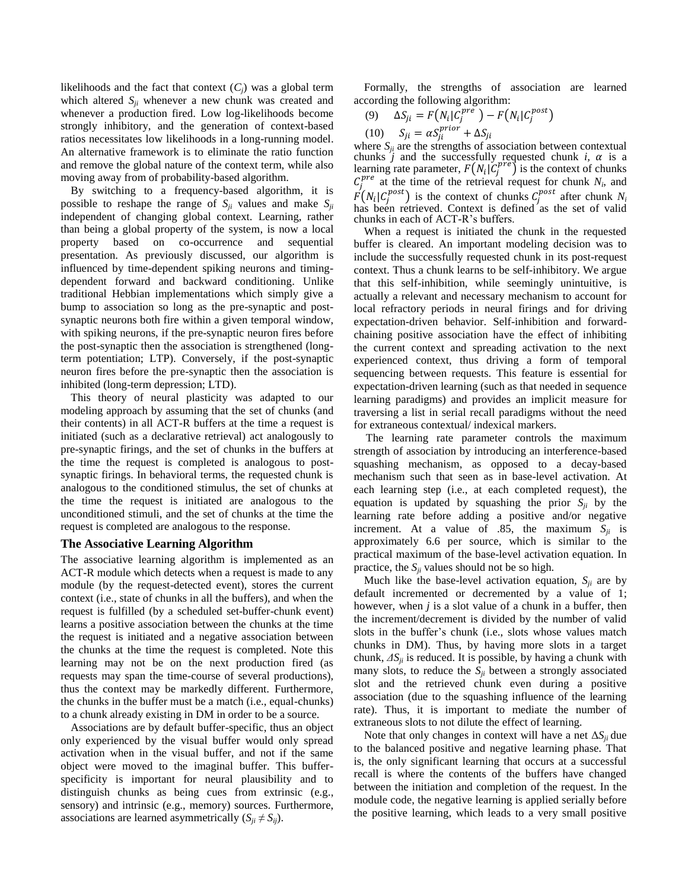likelihoods and the fact that context ($C_j$) was a global term which altered $S_{ji}$ whenever a new chunk was created and whenever a production fired. Low log-likelihoods become strongly inhibitory, and the generation of context-based ratios necessitates low likelihoods in a long-running model. An alternative framework is to eliminate the ratio function and remove the global nature of the context term, while also moving away from of probability-based algorithm.

By switching to a frequency-based algorithm, it is possible to reshape the range of $S_{ji}$ values and make $S_{ji}$ independent of changing global context. Learning, rather than being a global property of the system, is now a local property based on co-occurrence and sequential presentation. As previously discussed, our algorithm is influenced by time-dependent spiking neurons and timing-dependent forward and backward conditioning. Unlike traditional Hebbian implementations which simply give a bump to association so long as the pre-synaptic and post-synaptic neurons both fire within a given temporal window, with spiking neurons, if the pre-synaptic neuron fires before the post-synaptic then the association is strengthened (long-term potentiation; LTP). Conversely, if the post-synaptic neuron fires before the pre-synaptic then the association is inhibited (long-term depression; LTD).

This theory of neural plasticity was adapted to our modeling approach by assuming that the set of chunks (and their contents) in all ACT-R buffers at the time a request is initiated (such as a declarative retrieval) act analogously to pre-synaptic firings, and the set of chunks in the buffers at the time the request is completed is analogous to post-synaptic firings. In behavioral terms, the requested chunk is analogous to the conditioned stimulus, the set of chunks at the time the request is initiated are analogous to the unconditioned stimuli, and the set of chunks at the time the request is completed are analogous to the response.

## The Associative Learning Algorithm

The associative learning algorithm is implemented as an ACT-R module which detects when a request is made to any module (by the request-detected event), stores the current context (i.e., state of chunks in all the buffers), and when the request is fulfilled (by a scheduled set-buffer-chunk event) learns a positive association between the chunks at the time the request is initiated and a negative association between the chunks at the time the request is completed. Note this learning may not be on the next production fired (as requests may span the time-course of several productions), thus the context may be markedly different. Furthermore, the chunks in the buffer must be a match (i.e., equal-chunks) to a chunk already existing in DM in order to be a source.

Associations are by default buffer-specific, thus an object only experienced by the visual buffer would only spread activation when in the visual buffer, and not if the same object were moved to the imaginal buffer. This buffer-specificity is important for neural plausibility and to distinguish chunks as being cues from extrinsic (e.g., sensory) and intrinsic (e.g., memory) sources. Furthermore, associations are learned asymmetrically ($S_{ji} \neq S_{ij}$).

Formally, the strengths of association are learned according the following algorithm:

$$(9) \quad \Delta S_{ji} = F\left(N_i | C_j^{pre}\right) - F\left(N_i | C_j^{post}\right)$$

$$(10) \quad S_{ji} = \alpha S_{ji}^{prior} + \Delta S_{ji}$$

where $S_{ji}$ are the strengths of association between contextual chunks $j$ and the successfully requested chunk $i$, $\alpha$ is a learning rate parameter, $F\left(N_i | C_j^{pre}\right)$ is the context of chunks $C_j^{pre}$ at the time of the retrieval request for chunk $N_i$, and $F\left(N_i | C_j^{post}\right)$ is the context of chunks $C_j^{post}$ after chunk $N_i$ has been retrieved. Context is defined as the set of valid chunks in each of ACT-R's buffers.

When a request is initiated the chunk in the requested buffer is cleared. An important modeling decision was to include the successfully requested chunk in its post-request context. Thus a chunk learns to be self-inhibitory. We argue that this self-inhibition, while seemingly unintuitive, is actually a relevant and necessary mechanism to account for local refractory periods in neural firings and for driving expectation-driven behavior. Self-inhibition and forward-chaining positive association have the effect of inhibiting the current context and spreading activation to the next experienced context, thus driving a form of temporal sequencing between requests. This feature is essential for expectation-driven learning (such as that needed in sequence learning paradigms) and provides an implicit measure for traversing a list in serial recall paradigms without the need for extraneous contextual/ indexical markers.

The learning rate parameter controls the maximum strength of association by introducing an interference-based squashing mechanism, as opposed to a decay-based mechanism such that seen as in base-level activation. At each learning step (i.e., at each completed request), the equation is updated by squashing the prior $S_{ji}$ by the learning rate before adding a positive and/or negative increment. At a value of .85, the maximum $S_{ji}$ is approximately 6.6 per source, which is similar to the practical maximum of the base-level activation equation. In practice, the $S_{ji}$ values should not be so high.

Much like the base-level activation equation, $S_{ji}$ are by default incremented or decremented by a value of 1; however, when $j$ is a slot value of a chunk in a buffer, then the increment/decrement is divided by the number of valid slots in the buffer's chunk (i.e., slots whose values match chunks in DM). Thus, by having more slots in a target chunk, $\Delta S_{ji}$ is reduced. It is possible, by having a chunk with many slots, to reduce the $S_{ji}$ between a strongly associated slot and the retrieved chunk even during a positive association (due to the squashing influence of the learning rate). Thus, it is important to mediate the number of extraneous slots to not dilute the effect of learning.

Note that only changes in context will have a net $\Delta S_{ji}$ due to the balanced positive and negative learning phase. That is, the only significant learning that occurs at a successful recall is where the contents of the buffers have changed between the initiation and completion of the request. In the module code, the negative learning is applied serially before the positive learning, which leads to a very small positive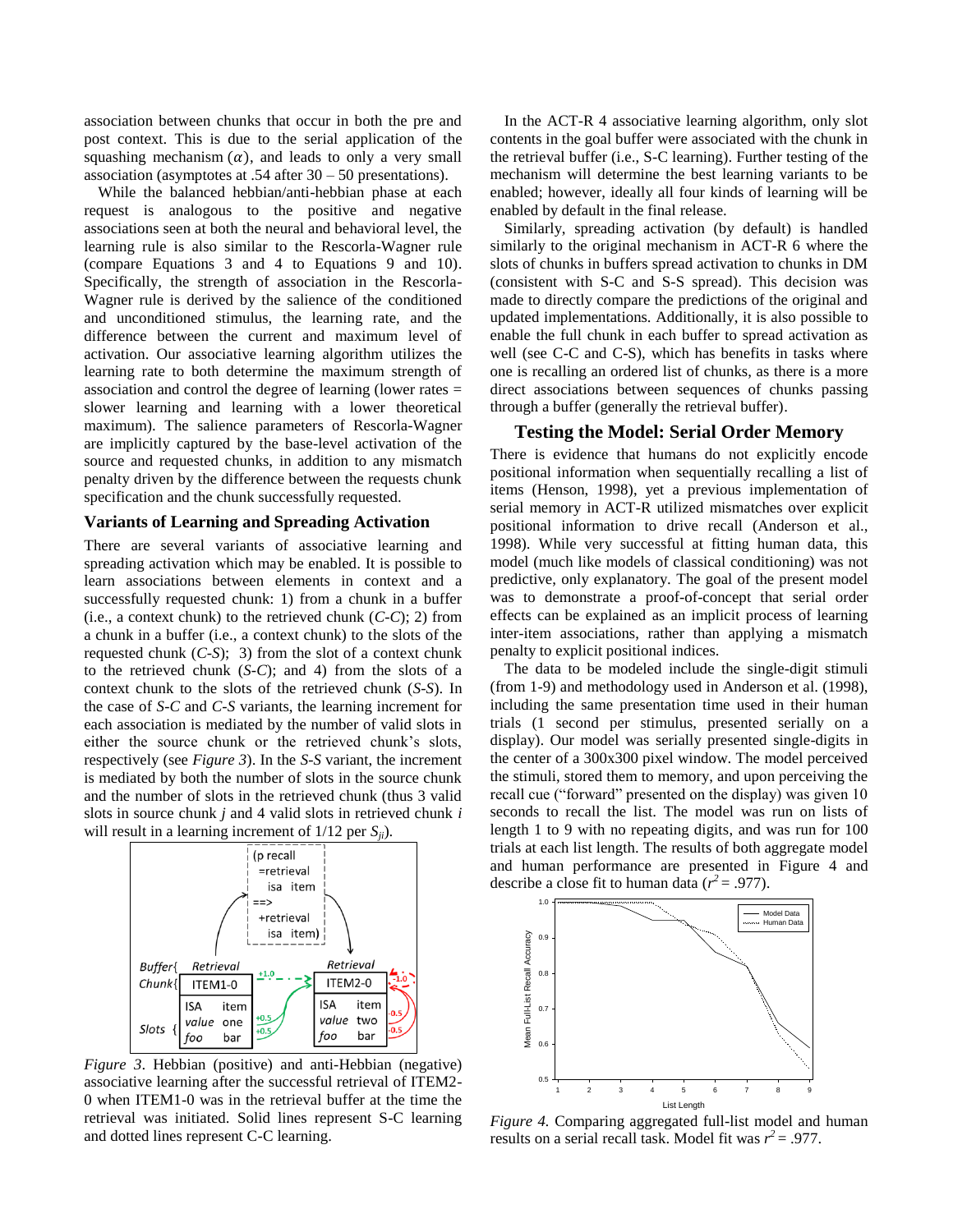association between chunks that occur in both the pre and post context. This is due to the serial application of the squashing mechanism ($\alpha$), and leads to only a very small association (asymptotes at .54 after 30 – 50 presentations).

While the balanced hebbian/anti-hebbian phase at each request is analogous to the positive and negative associations seen at both the neural and behavioral level, the learning rule is also similar to the Rescorla-Wagner rule (compare Equations 3 and 4 to Equations 9 and 10). Specifically, the strength of association in the Rescorla-Wagner rule is derived by the salience of the conditioned and unconditioned stimulus, the learning rate, and the difference between the current and maximum level of activation. Our associative learning algorithm utilizes the learning rate to both determine the maximum strength of association and control the degree of learning (lower rates = slower learning and learning with a lower theoretical maximum). The salience parameters of Rescorla-Wagner are implicitly captured by the base-level activation of the source and requested chunks, in addition to any mismatch penalty driven by the difference between the requests chunk specification and the chunk successfully requested.

## Variants of Learning and Spreading Activation

There are several variants of associative learning and spreading activation which may be enabled. It is possible to learn associations between elements in context and a successfully requested chunk: 1) from a chunk in a buffer (i.e., a context chunk) to the retrieved chunk (*C-C*); 2) from a chunk in a buffer (i.e., a context chunk) to the slots of the requested chunk (*C-S*); 3) from the slot of a context chunk to the retrieved chunk (*S-C*); and 4) from the slots of a context chunk to the slots of the retrieved chunk (*S-S*). In the case of *S-C* and *C-S* variants, the learning increment for each association is mediated by the number of valid slots in either the source chunk or the retrieved chunk's slots, respectively (see *Figure 3*). In the *S-S* variant, the increment is mediated by both the number of slots in the source chunk and the number of slots in the retrieved chunk (thus 3 valid slots in source chunk $j$ and 4 valid slots in retrieved chunk $i$ will result in a learning increment of 1/12 per $S_{ji}$).

*Figure 3*. Hebbian (positive) and anti-Hebbian (negative) associative learning after the successful retrieval of ITEM2-0 when ITEM1-0 was in the retrieval buffer at the time the retrieval was initiated. Solid lines represent S-C learning and dotted lines represent C-C learning.

In the ACT-R 4 associative learning algorithm, only slot contents in the goal buffer were associated with the chunk in the retrieval buffer (i.e., S-C learning). Further testing of the mechanism will determine the best learning variants to be enabled; however, ideally all four kinds of learning will be enabled by default in the final release.

Similarly, spreading activation (by default) is handled similarly to the original mechanism in ACT-R 6 where the slots of chunks in buffers spread activation to chunks in DM (consistent with S-C and S-S spread). This decision was made to directly compare the predictions of the original and updated implementations. Additionally, it is also possible to enable the full chunk in each buffer to spread activation as well (see C-C and C-S), which has benefits in tasks where one is recalling an ordered list of chunks, as there is a more direct associations between sequences of chunks passing through a buffer (generally the retrieval buffer).

## Testing the Model: Serial Order Memory

There is evidence that humans do not explicitly encode positional information when sequentially recalling a list of items (Henson, 1998), yet a previous implementation of serial memory in ACT-R utilized mismatches over explicit positional information to drive recall (Anderson et al., 1998). While very successful at fitting human data, this model (much like models of classical conditioning) was not predictive, only explanatory. The goal of the present model was to demonstrate a proof-of-concept that serial order effects can be explained as an implicit process of learning inter-item associations, rather than applying a mismatch penalty to explicit positional indices.

The data to be modeled include the single-digit stimuli (from 1-9) and methodology used in Anderson et al. (1998), including the same presentation time used in their human trials (1 second per stimulus, presented serially on a display). Our model was serially presented single-digits in the center of a 300x300 pixel window. The model perceived the stimuli, stored them to memory, and upon perceiving the recall cue ("forward" presented on the display) was given 10 seconds to recall the list. The model was run on lists of length 1 to 9 with no repeating digits, and was run for 100 trials at each list length. The results of both aggregate model and human performance are presented in Figure 4 and describe a close fit to human data ($r^2$ = .977).

*Figure 4.* Comparing aggregated full-list model and human results on a serial recall task. Model fit was $r^2$ = .977.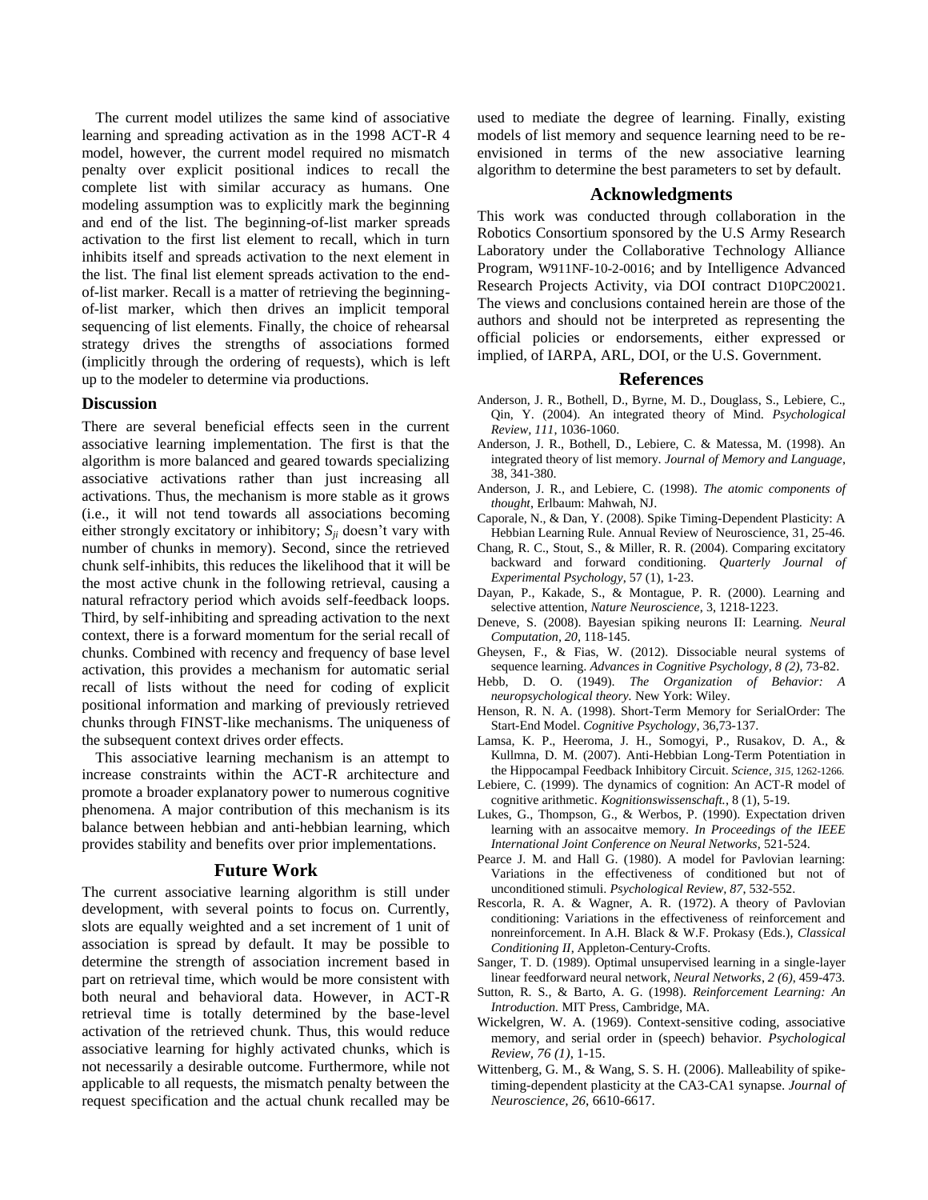The current model utilizes the same kind of associative learning and spreading activation as in the 1998 ACT-R 4 model, however, the current model required no mismatch penalty over explicit positional indices to recall the complete list with similar accuracy as humans. One modeling assumption was to explicitly mark the beginning and end of the list. The beginning-of-list marker spreads activation to the first list element to recall, which in turn inhibits itself and spreads activation to the next element in the list. The final list element spreads activation to the end-of-list marker. Recall is a matter of retrieving the beginning-of-list marker, which then drives an implicit temporal sequencing of list elements. Finally, the choice of rehearsal strategy drives the strengths of associations formed (implicitly through the ordering of requests), which is left up to the modeler to determine via productions.

### Discussion

There are several beneficial effects seen in the current associative learning implementation. The first is that the algorithm is more balanced and geared towards specializing associative activations rather than just increasing all activations. Thus, the mechanism is more stable as it grows (i.e., it will not tend towards all associations becoming either strongly excitatory or inhibitory; $S_{ji}$ doesn't vary with number of chunks in memory). Second, since the retrieved chunk self-inhibits, this reduces the likelihood that it will be the most active chunk in the following retrieval, causing a natural refractory period which avoids self-feedback loops. Third, by self-inhibiting and spreading activation to the next context, there is a forward momentum for the serial recall of chunks. Combined with recency and frequency of base level activation, this provides a mechanism for automatic serial recall of lists without the need for coding of explicit positional information and marking of previously retrieved chunks through FINST-like mechanisms. The uniqueness of the subsequent context drives order effects.

This associative learning mechanism is an attempt to increase constraints within the ACT-R architecture and promote a broader explanatory power to numerous cognitive phenomena. A major contribution of this mechanism is its balance between hebbian and anti-hebbian learning, which provides stability and benefits over prior implementations.

## Future Work

The current associative learning algorithm is still under development, with several points to focus on. Currently, slots are equally weighted and a set increment of 1 unit of association is spread by default. It may be possible to determine the strength of association increment based in part on retrieval time, which would be more consistent with both neural and behavioral data. However, in ACT-R retrieval time is totally determined by the base-level activation of the retrieved chunk. Thus, this would reduce associative learning for highly activated chunks, which is not necessarily a desirable outcome. Furthermore, while not applicable to all requests, the mismatch penalty between the request specification and the actual chunk recalled may be used to mediate the degree of learning. Finally, existing models of list memory and sequence learning need to be re-envisioned in terms of the new associative learning algorithm to determine the best parameters to set by default.

## Acknowledgments

This work was conducted through collaboration in the Robotics Consortium sponsored by the U.S Army Research Laboratory under the Collaborative Technology Alliance Program, W911NF-10-2-0016; and by Intelligence Advanced Research Projects Activity, via DOI contract D10PC20021. The views and conclusions contained herein are those of the authors and should not be interpreted as representing the official policies or endorsements, either expressed or implied, of IARPA, ARL, DOI, or the U.S. Government.

## References

Anderson, J. R., Bothell, D., Byrne, M. D., Douglass, S., Lebiere, C., Qin, Y. (2004). An integrated theory of Mind. *Psychological Review, 111*, 1036-1060.

Anderson, J. R., Bothell, D., Lebiere, C. & Matessa, M. (1998). An integrated theory of list memory. *Journal of Memory and Language*, 38, 341-380.

Anderson, J. R., and Lebiere, C. (1998). *The atomic components of thought*, Erlbaum: Mahwah, NJ.

Caporale, N., & Dan, Y. (2008). Spike Timing-Dependent Plasticity: A Hebbian Learning Rule. Annual Review of Neuroscience, 31, 25-46.

Chang, R. C., Stout, S., & Miller, R. R. (2004). Comparing excitatory backward and forward conditioning. *Quarterly Journal of Experimental Psychology*, 57 (1), 1-23.

Dayan, P., Kakade, S., & Montague, P. R. (2000). Learning and selective attention, *Nature Neuroscience*, 3, 1218-1223.

Deneve, S. (2008). Bayesian spiking neurons II: Learning. *Neural Computation, 20*, 118-145.

Gheysen, F., & Fias, W. (2012). Dissociable neural systems of sequence learning. *Advances in Cognitive Psychology, 8 (2)*, 73-82.

Hebb, D. O. (1949). *The Organization of Behavior: A neuropsychological theory*. New York: Wiley.

Henson, R. N. A. (1998). Short-Term Memory for SerialOrder: The Start-End Model. *Cognitive Psychology*, 36,73-137.

Lamsa, K. P., Heeroma, J. H., Somogyi, P., Rusakov, D. A., & Kullmna, D. M. (2007). Anti-Hebbian Long-Term Potentiation in the Hippocampal Feedback Inhibitory Circuit. *Science, 315*, 1262-1266.

Lebiere, C. (1999). The dynamics of cognition: An ACT-R model of cognitive arithmetic. *Kognitionswissenschaft.*, 8 (1), 5-19.

Lukes, G., Thompson, G., & Werbos, P. (1990). Expectation driven learning with an assocaitve memory. *In Proceedings of the IEEE International Joint Conference on Neural Networks*, 521-524.

Pearce J. M. and Hall G. (1980). A model for Pavlovian learning: Variations in the effectiveness of conditioned but not of unconditioned stimuli. *Psychological Review, 87*, 532-552.

Rescorla, R. A. & Wagner, A. R. (1972). A theory of Pavlovian conditioning: Variations in the effectiveness of reinforcement and nonreinforcement. In A.H. Black & W.F. Prokasy (Eds.), *Classical Conditioning II*, Appleton-Century-Crofts.

Sanger, T. D. (1989). Optimal unsupervised learning in a single-layer linear feedforward neural network, *Neural Networks, 2 (6)*, 459-473.

Sutton, R. S., & Barto, A. G. (1998). *Reinforcement Learning: An Introduction*. MIT Press, Cambridge, MA.

Wickelgren, W. A. (1969). Context-sensitive coding, associative memory, and serial order in (speech) behavior. *Psychological Review, 76 (1)*, 1-15.

Wittenberg, G. M., & Wang, S. S. H. (2006). Malleability of spike-timing-dependent plasticity at the CA3-CA1 synapse. *Journal of Neuroscience, 26*, 6610-6617.